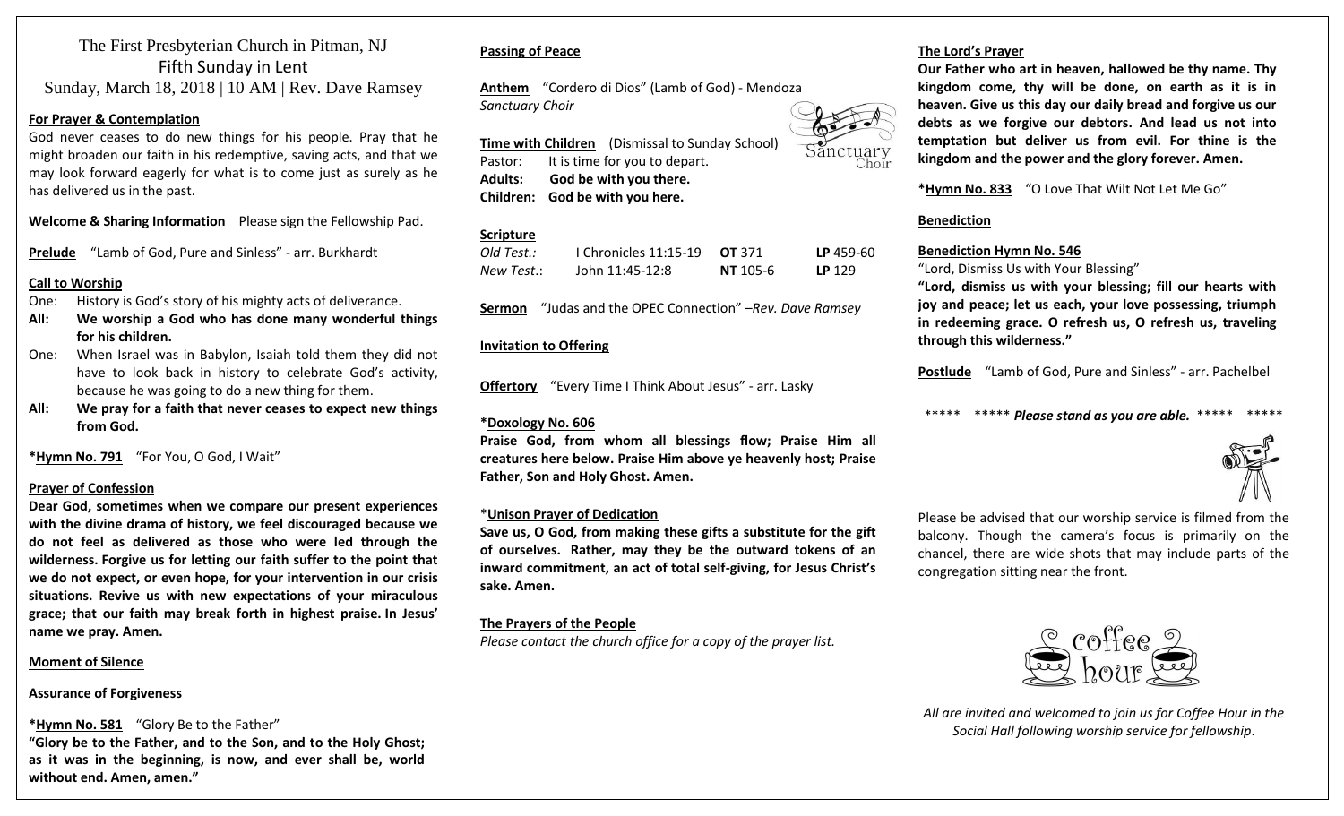# The First Presbyterian Church in Pitman, NJ

## Fifth Sunday in Lent

Sunday, March 18, 2018 | 10 AM | Rev. Dave Ramsey

**For Prayer & Contemplation**

God never ceases to do new things for his people. Pray that he might broaden our faith in his redemptive, saving acts, and that we may look forward eagerly for what is to come just as surely as he has delivered us in the past.

**Welcome & Sharing Information** Please sign the Fellowship Pad.

**Prelude** "Lamb of God, Pure and Sinless" - arr. Burkhardt

**Call to Worship**

One: History is God's story of his mighty acts of deliverance.

**All: We worship a God who has done many wonderful things for his children.**

One: When Israel was in Babylon, Isaiah told them they did not have to look back in history to celebrate God's activity, because he was going to do a new thing for them.

**All: We pray for a faith that never ceases to expect new things from God.**

***Hymn No. 791** "For You, O God, I Wait"

**Prayer of Confession**

**Dear God, sometimes when we compare our present experiences with the divine drama of history, we feel discouraged because we do not feel as delivered as those who were led through the wilderness. Forgive us for letting our faith suffer to the point that we do not expect, or even hope, for your intervention in our crisis situations. Revive us with new expectations of your miraculous grace; that our faith may break forth in highest praise. In Jesus' name we pray. Amen.**

**Moment of Silence**

**Assurance of Forgiveness**

***Hymn No. 581** "Glory Be to the Father"

**"Glory be to the Father, and to the Son, and to the Holy Ghost; as it was in the beginning, is now, and ever shall be, world without end. Amen, amen."**

**Passing of Peace**

**Anthem** "Cordero di Dios" (Lamb of God) - Mendoza

*Sanctuary Choir*

**Time with Children** (Dismissal to Sunday School)

Pastor: It is time for you to depart.

**Adults: God be with you there.**

**Children: God be with you here.**

**Scripture**

| | | | |
|---|---|---|---|
| *Old Test.:* | I Chronicles 11:15-19 | **OT** 371 | **LP** 459-60 |
| *New Test.:* | John 11:45-12:8 | **NT** 105-6 | **LP** 129 |

**Sermon** "Judas and the OPEC Connection" –*Rev. Dave Ramsey*

**Invitation to Offering**

**Offertory** "Every Time I Think About Jesus" - arr. Lasky

***Doxology No. 606**

**Praise God, from whom all blessings flow; Praise Him all creatures here below. Praise Him above ye heavenly host; Praise Father, Son and Holy Ghost. Amen.**

***Unison Prayer of Dedication**

**Save us, O God, from making these gifts a substitute for the gift of ourselves. Rather, may they be the outward tokens of an inward commitment, an act of total self-giving, for Jesus Christ's sake. Amen.**

**The Prayers of the People**

*Please contact the church office for a copy of the prayer list.*

**The Lord's Prayer**

**Our Father who art in heaven, hallowed be thy name. Thy kingdom come, thy will be done, on earth as it is in heaven. Give us this day our daily bread and forgive us our debts as we forgive our debtors. And lead us not into temptation but deliver us from evil. For thine is the kingdom and the power and the glory forever. Amen.**

***Hymn No. 833** "O Love That Wilt Not Let Me Go"

**Benediction**

**Benediction Hymn No. 546**

"Lord, Dismiss Us with Your Blessing"

**"Lord, dismiss us with your blessing; fill our hearts with joy and peace; let us each, your love possessing, triumph in redeeming grace. O refresh us, O refresh us, traveling through this wilderness."**

**Postlude** "Lamb of God, Pure and Sinless" - arr. Pachelbel

***** ***** ***Please stand as you are able.*** ***** *****

Please be advised that our worship service is filmed from the balcony. Though the camera's focus is primarily on the chancel, there are wide shots that may include parts of the congregation sitting near the front.

*All are invited and welcomed to join us for Coffee Hour in the Social Hall following worship service for fellowship.*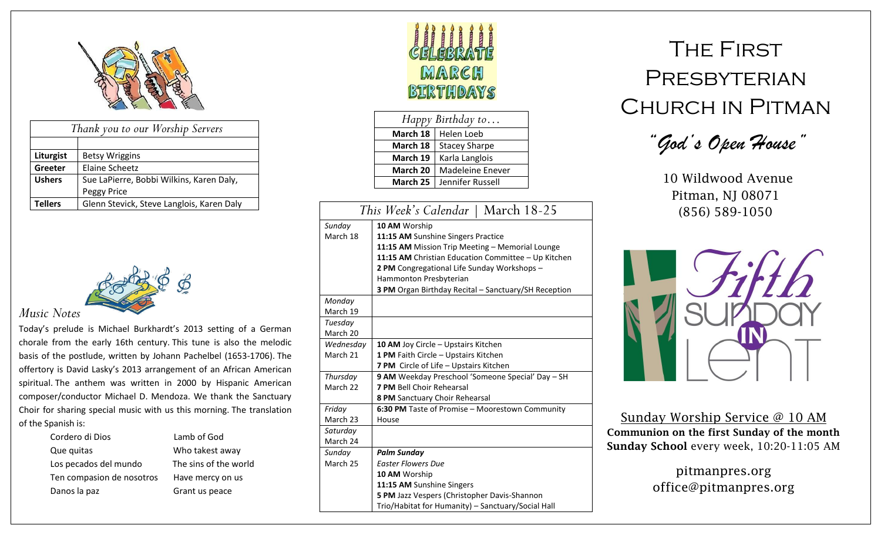| Thank you to our Worship Servers | |
|---|---|
| | |
| **Liturgist** | Betsy Wriggins |
| **Greeter** | Elaine Scheetz |
| **Ushers** | Sue LaPierre, Bobbi Wilkins, Karen Daly, Peggy Price |
| **Tellers** | Glenn Stevick, Steve Langlois, Karen Daly |

## *Music Notes*

Today's prelude is Michael Burkhardt's 2013 setting of a German chorale from the early 16th century. This tune is also the melodic basis of the postlude, written by Johann Pachelbel (1653-1706). The offertory is David Lasky's 2013 arrangement of an African American spiritual. The anthem was written in 2000 by Hispanic American composer/conductor Michael D. Mendoza. We thank the Sanctuary Choir for sharing special music with us this morning. The translation of the Spanish is:

| | |
|---|---|
| Cordero di Dios | Lamb of God |
| Que quitas | Who takest away |
| Los pecados del mundo | The sins of the world |
| Ten compasion de nosotros | Have mercy on us |
| Danos la paz | Grant us peace |

CELEBRATE MARCH BIRTHDAYS

| *Happy Birthday to…* | |
|---|---|
| **March 18** | Helen Loeb |
| **March 18** | Stacey Sharpe |
| **March 19** | Karla Langlois |
| **March 20** | Madeleine Enever |
| **March 25** | Jennifer Russell |

| *This Week's Calendar* \| March 18-25 | |
|---|---|
| *Sunday* March 18 | **10 AM** Worship<br>**11:15 AM** Sunshine Singers Practice<br>**11:15 AM** Mission Trip Meeting – Memorial Lounge<br>**11:15 AM** Christian Education Committee – Up Kitchen<br>**2 PM** Congregational Life Sunday Workshops – Hammonton Presbyterian<br>**3 PM** Organ Birthday Recital – Sanctuary/SH Reception |
| *Monday* March 19 | |
| *Tuesday* March 20 | |
| *Wednesday* March 21 | **10 AM** Joy Circle – Upstairs Kitchen<br>**1 PM** Faith Circle – Upstairs Kitchen<br>**7 PM** Circle of Life – Upstairs Kitchen |
| *Thursday* March 22 | **9 AM** Weekday Preschool 'Someone Special' Day – SH<br>**7 PM** Bell Choir Rehearsal<br>**8 PM** Sanctuary Choir Rehearsal |
| *Friday* March 23 | **6:30 PM** Taste of Promise – Moorestown Community House |
| *Saturday* March 24 | |
| *Sunday* March 25 | ***Palm Sunday***<br>*Easter Flowers Due*<br>**10 AM** Worship<br>**11:15 AM** Sunshine Singers<br>**5 PM** Jazz Vespers (Christopher Davis-Shannon Trio/Habitat for Humanity) – Sanctuary/Social Hall |

# The First Presbyterian Church in Pitman

*"God's Open House"*

10 Wildwood Avenue
Pitman, NJ 08071
(856) 589-1050

Fifth Sunday in Lent

Sunday Worship Service @ 10 AM
**Communion on the first Sunday of the month**
**Sunday School** every week, 10:20-11:05 AM

pitmanpres.org
office@pitmanpres.org